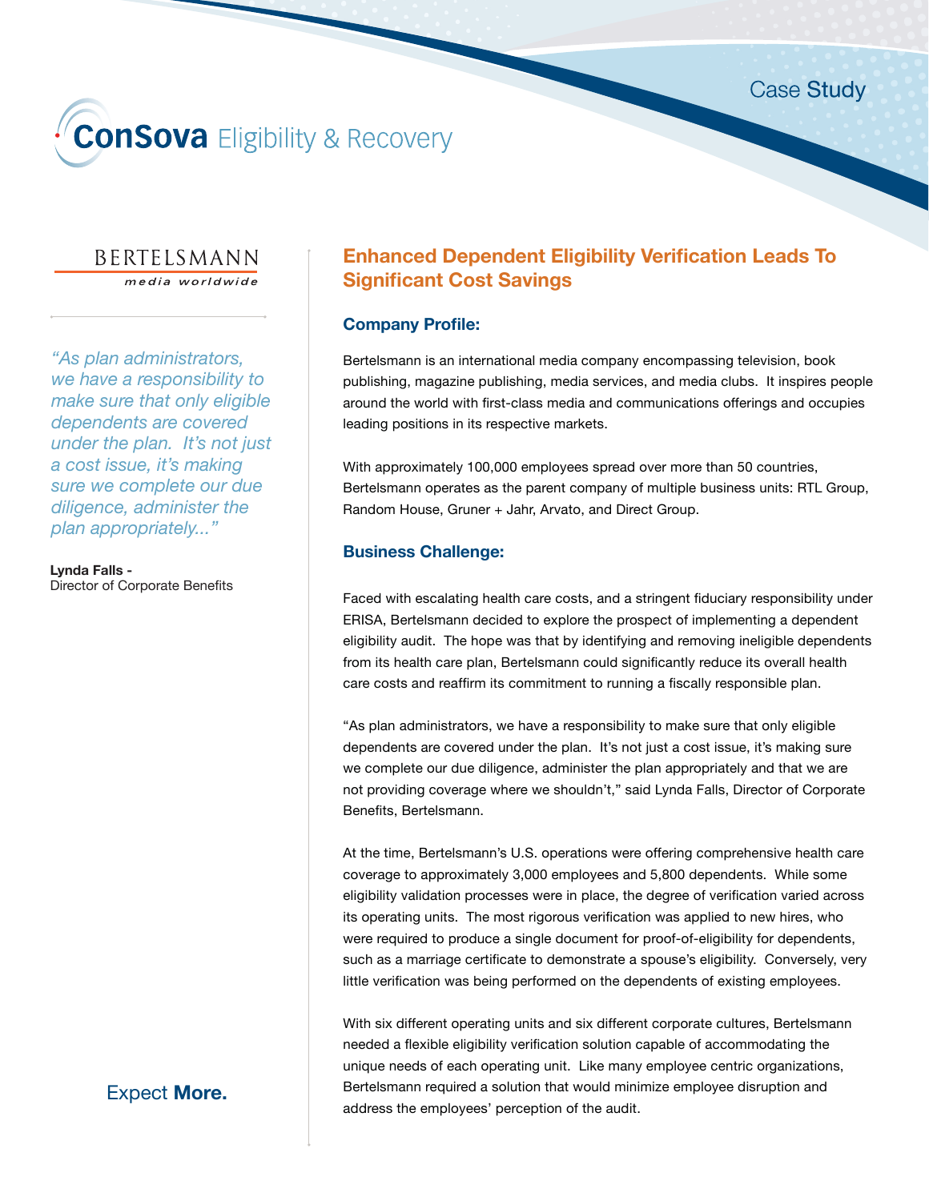Case Study

ConSova Eligibility & Recovery

BERTELSMANN
*media worldwide*

*"As plan administrators, we have a responsibility to make sure that only eligible dependents are covered under the plan. It's not just a cost issue, it's making sure we complete our due diligence, administer the plan appropriately..."*

**Lynda Falls -**
Director of Corporate Benefits

Expect **More.**

# Enhanced Dependent Eligibility Verification Leads To Significant Cost Savings

## Company Profile:

Bertelsmann is an international media company encompassing television, book publishing, magazine publishing, media services, and media clubs. It inspires people around the world with first-class media and communications offerings and occupies leading positions in its respective markets.

With approximately 100,000 employees spread over more than 50 countries, Bertelsmann operates as the parent company of multiple business units: RTL Group, Random House, Gruner + Jahr, Arvato, and Direct Group.

## Business Challenge:

Faced with escalating health care costs, and a stringent fiduciary responsibility under ERISA, Bertelsmann decided to explore the prospect of implementing a dependent eligibility audit. The hope was that by identifying and removing ineligible dependents from its health care plan, Bertelsmann could significantly reduce its overall health care costs and reaffirm its commitment to running a fiscally responsible plan.

"As plan administrators, we have a responsibility to make sure that only eligible dependents are covered under the plan. It's not just a cost issue, it's making sure we complete our due diligence, administer the plan appropriately and that we are not providing coverage where we shouldn't," said Lynda Falls, Director of Corporate Benefits, Bertelsmann.

At the time, Bertelsmann's U.S. operations were offering comprehensive health care coverage to approximately 3,000 employees and 5,800 dependents. While some eligibility validation processes were in place, the degree of verification varied across its operating units. The most rigorous verification was applied to new hires, who were required to produce a single document for proof-of-eligibility for dependents, such as a marriage certificate to demonstrate a spouse's eligibility. Conversely, very little verification was being performed on the dependents of existing employees.

With six different operating units and six different corporate cultures, Bertelsmann needed a flexible eligibility verification solution capable of accommodating the unique needs of each operating unit. Like many employee centric organizations, Bertelsmann required a solution that would minimize employee disruption and address the employees' perception of the audit.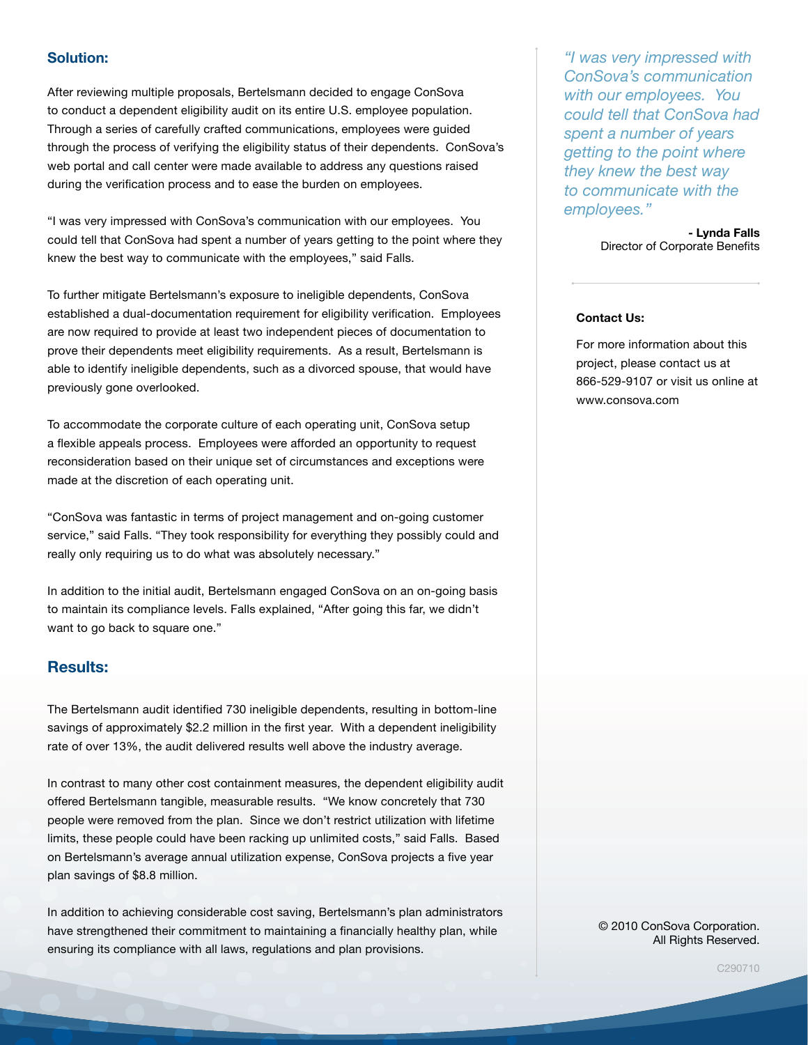## Solution:

After reviewing multiple proposals, Bertelsmann decided to engage ConSova to conduct a dependent eligibility audit on its entire U.S. employee population. Through a series of carefully crafted communications, employees were guided through the process of verifying the eligibility status of their dependents. ConSova's web portal and call center were made available to address any questions raised during the verification process and to ease the burden on employees.

"I was very impressed with ConSova's communication with our employees. You could tell that ConSova had spent a number of years getting to the point where they knew the best way to communicate with the employees," said Falls.

To further mitigate Bertelsmann's exposure to ineligible dependents, ConSova established a dual-documentation requirement for eligibility verification. Employees are now required to provide at least two independent pieces of documentation to prove their dependents meet eligibility requirements. As a result, Bertelsmann is able to identify ineligible dependents, such as a divorced spouse, that would have previously gone overlooked.

To accommodate the corporate culture of each operating unit, ConSova setup a flexible appeals process. Employees were afforded an opportunity to request reconsideration based on their unique set of circumstances and exceptions were made at the discretion of each operating unit.

"ConSova was fantastic in terms of project management and on-going customer service," said Falls. "They took responsibility for everything they possibly could and really only requiring us to do what was absolutely necessary."

In addition to the initial audit, Bertelsmann engaged ConSova on an on-going basis to maintain its compliance levels. Falls explained, "After going this far, we didn't want to go back to square one."

## Results:

The Bertelsmann audit identified 730 ineligible dependents, resulting in bottom-line savings of approximately $2.2 million in the first year. With a dependent ineligibility rate of over 13%, the audit delivered results well above the industry average.

In contrast to many other cost containment measures, the dependent eligibility audit offered Bertelsmann tangible, measurable results. "We know concretely that 730 people were removed from the plan. Since we don't restrict utilization with lifetime limits, these people could have been racking up unlimited costs," said Falls. Based on Bertelsmann's average annual utilization expense, ConSova projects a five year plan savings of $8.8 million.

In addition to achieving considerable cost saving, Bertelsmann's plan administrators have strengthened their commitment to maintaining a financially healthy plan, while ensuring its compliance with all laws, regulations and plan provisions.

*"I was very impressed with ConSova's communication with our employees. You could tell that ConSova had spent a number of years getting to the point where they knew the best way to communicate with the employees."*

**- Lynda Falls**
Director of Corporate Benefits

**Contact Us:**

For more information about this project, please contact us at 866-529-9107 or visit us online at www.consova.com

© 2010 ConSova Corporation.
All Rights Reserved.

C290710